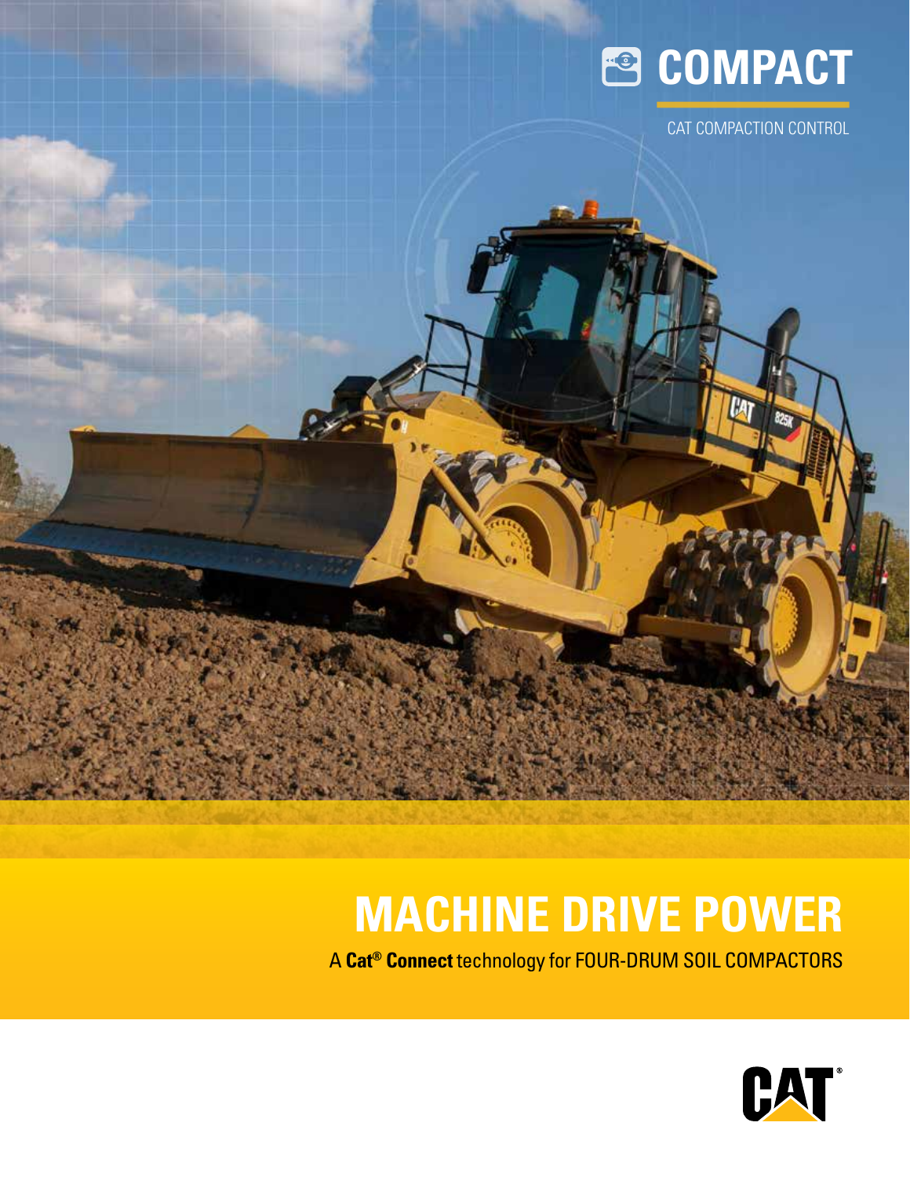# COMPACT

CAT COMPACTION CONTROL

# MACHINE DRIVE POWER

A **Cat® Connect** technology for FOUR-DRUM SOIL COMPACTORS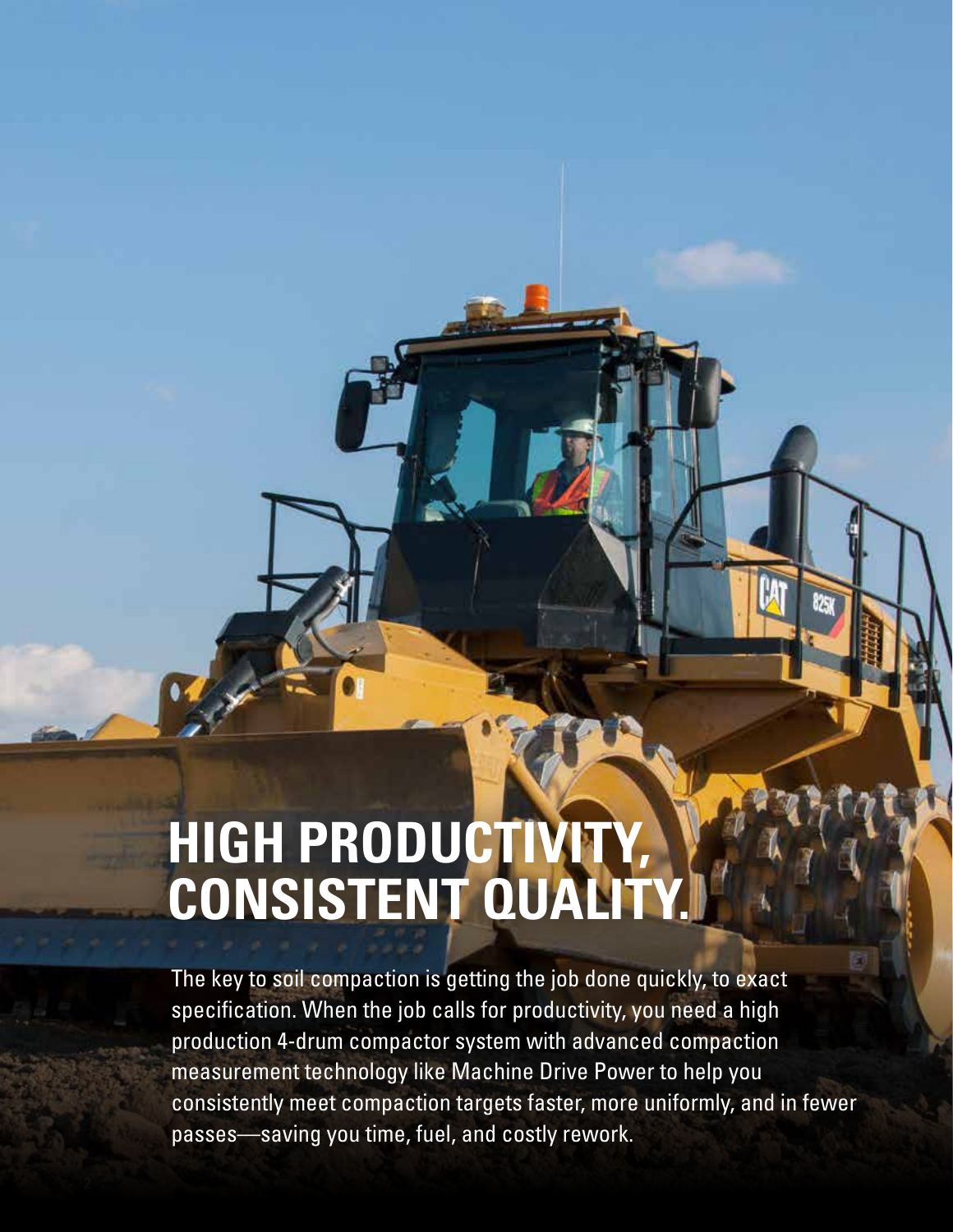# HIGH PRODUCTIVITY, CONSISTENT QUALITY.

The key to soil compaction is getting the job done quickly, to exact specification. When the job calls for productivity, you need a high production 4-drum compactor system with advanced compaction measurement technology like Machine Drive Power to help you consistently meet compaction targets faster, more uniformly, and in fewer passes—saving you time, fuel, and costly rework.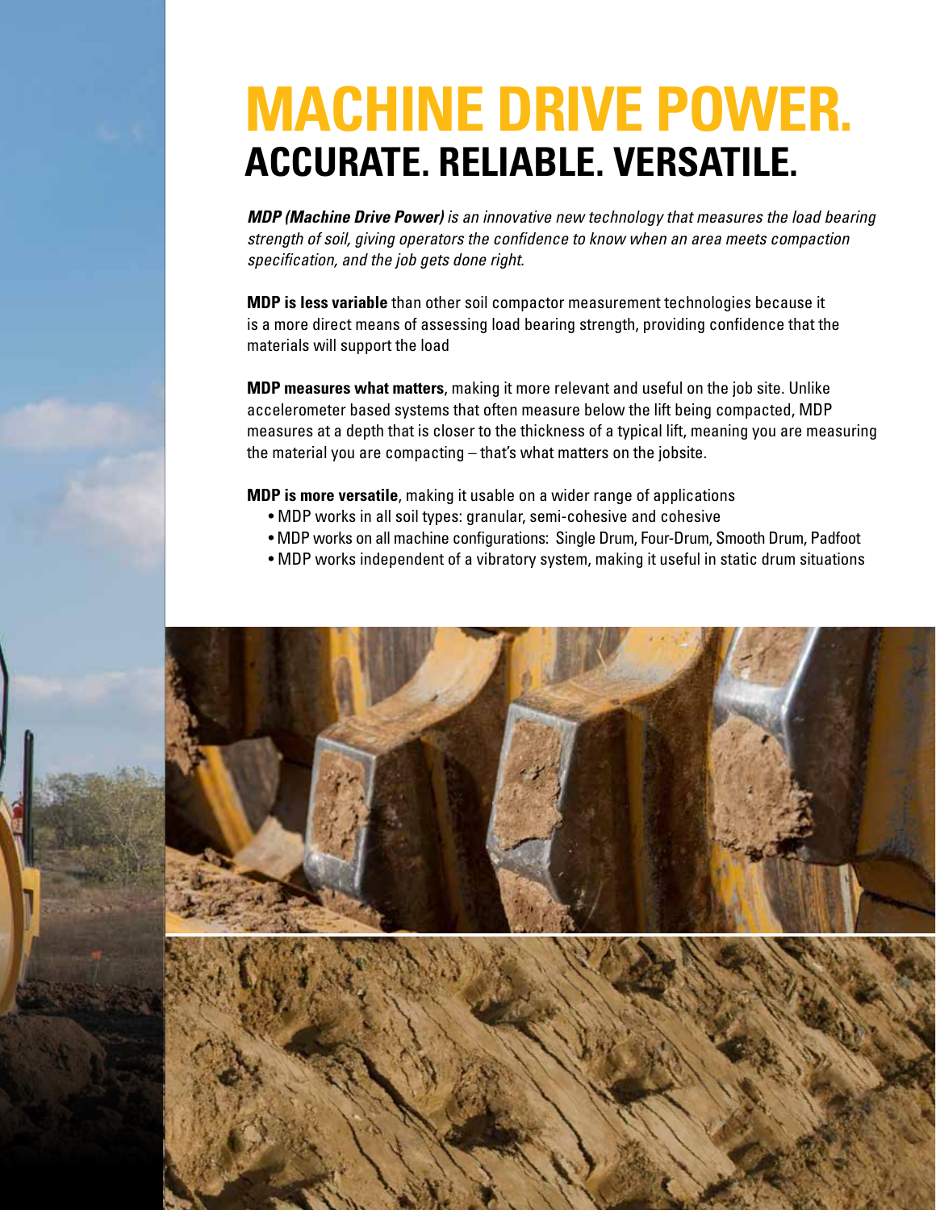# MACHINE DRIVE POWER.
## ACCURATE. RELIABLE. VERSATILE.

***MDP (Machine Drive Power)*** *is an innovative new technology that measures the load bearing strength of soil, giving operators the confidence to know when an area meets compaction specification, and the job gets done right.*

**MDP is less variable** than other soil compactor measurement technologies because it is a more direct means of assessing load bearing strength, providing confidence that the materials will support the load

**MDP measures what matters**, making it more relevant and useful on the job site. Unlike accelerometer based systems that often measure below the lift being compacted, MDP measures at a depth that is closer to the thickness of a typical lift, meaning you are measuring the material you are compacting – that's what matters on the jobsite.

**MDP is more versatile**, making it usable on a wider range of applications

- MDP works in all soil types: granular, semi-cohesive and cohesive
- MDP works on all machine configurations: Single Drum, Four-Drum, Smooth Drum, Padfoot
- MDP works independent of a vibratory system, making it useful in static drum situations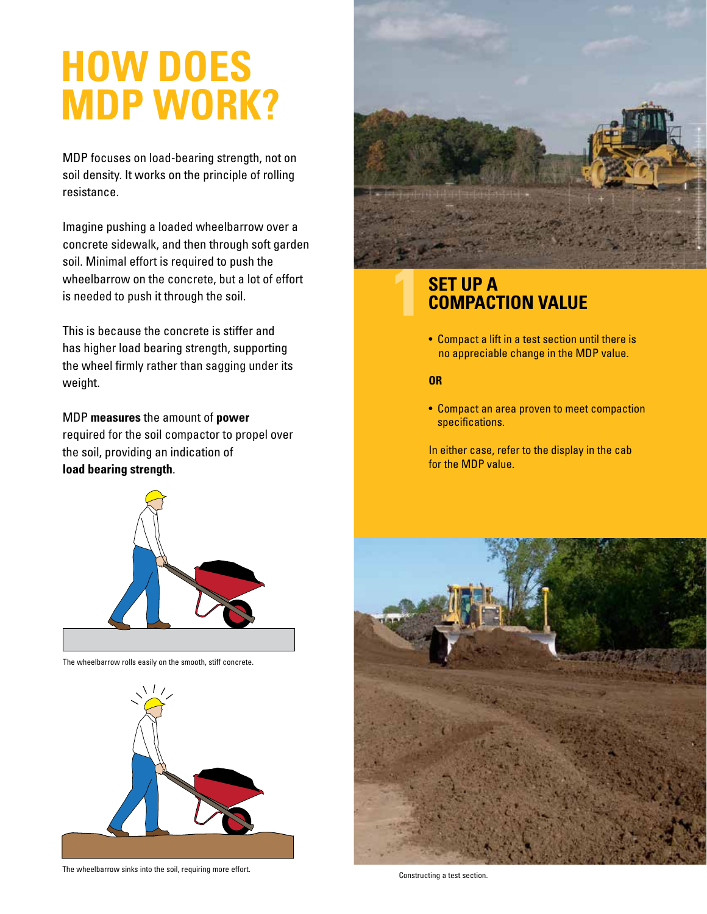# HOW DOES MDP WORK?

MDP focuses on load-bearing strength, not on soil density. It works on the principle of rolling resistance.

Imagine pushing a loaded wheelbarrow over a concrete sidewalk, and then through soft garden soil. Minimal effort is required to push the wheelbarrow on the concrete, but a lot of effort is needed to push it through the soil.

This is because the concrete is stiffer and has higher load bearing strength, supporting the wheel firmly rather than sagging under its weight.

MDP **measures** the amount of **power** required for the soil compactor to propel over the soil, providing an indication of **load bearing strength**.

The wheelbarrow rolls easily on the smooth, stiff concrete.

The wheelbarrow sinks into the soil, requiring more effort.

## 1 SET UP A COMPACTION VALUE

- Compact a lift in a test section until there is no appreciable change in the MDP value.

**OR**

- Compact an area proven to meet compaction specifications.

In either case, refer to the display in the cab for the MDP value.

Constructing a test section.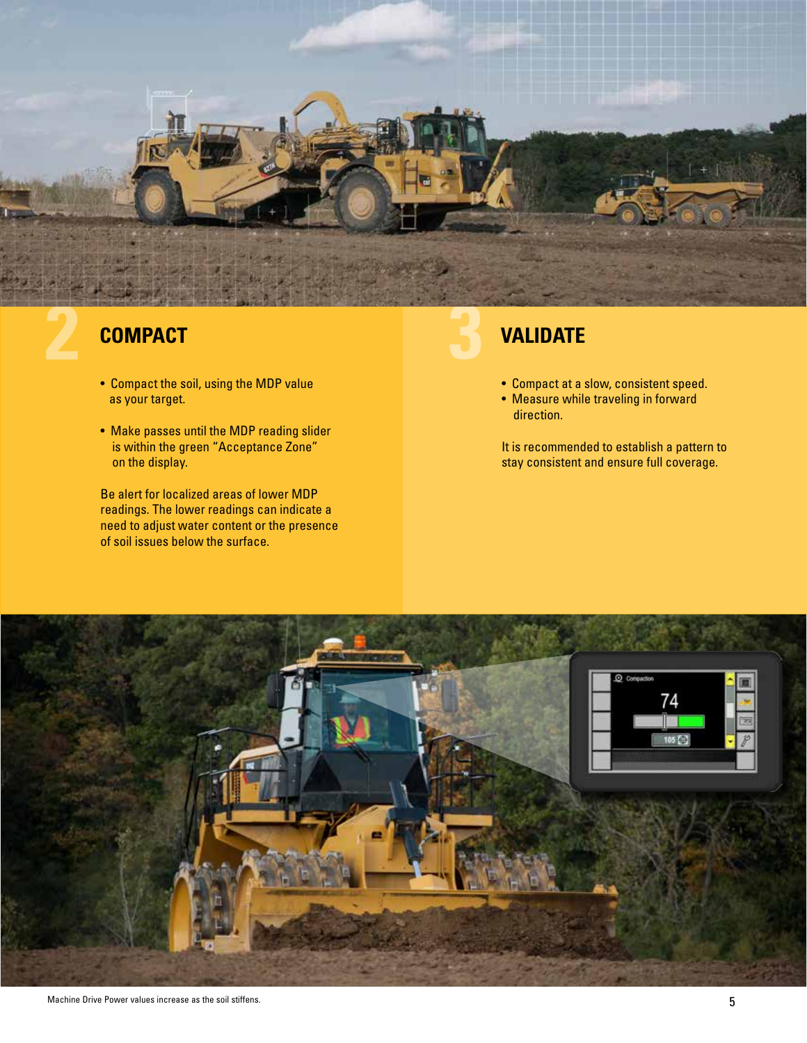## 2 COMPACT

- Compact the soil, using the MDP value as your target.
- Make passes until the MDP reading slider is within the green "Acceptance Zone" on the display.

Be alert for localized areas of lower MDP readings. The lower readings can indicate a need to adjust water content or the presence of soil issues below the surface.

## 3 VALIDATE

- Compact at a slow, consistent speed.
- Measure while traveling in forward direction.

It is recommended to establish a pattern to stay consistent and ensure full coverage.

Machine Drive Power values increase as the soil stiffens.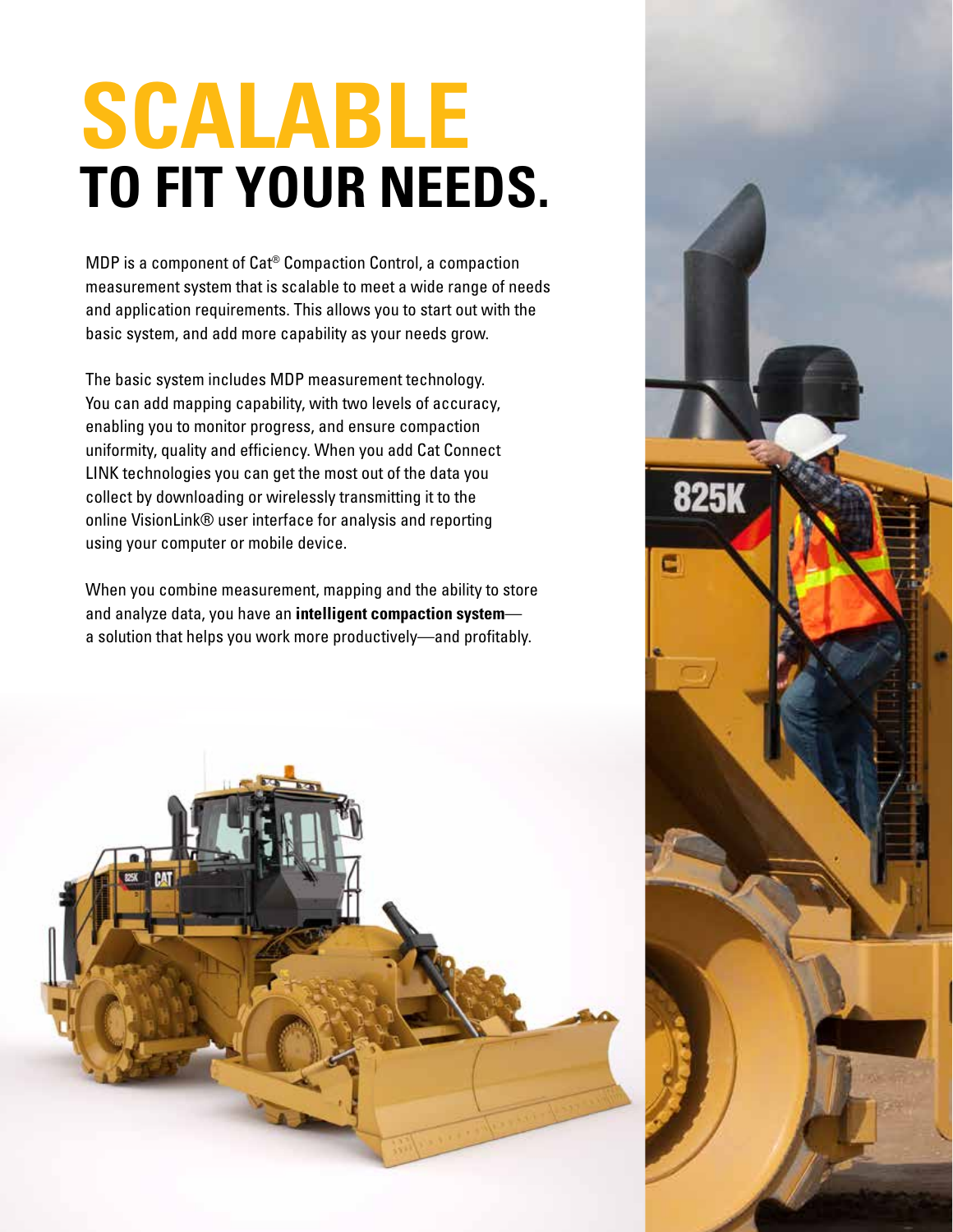# SCALABLE
# TO FIT YOUR NEEDS.

MDP is a component of Cat® Compaction Control, a compaction measurement system that is scalable to meet a wide range of needs and application requirements. This allows you to start out with the basic system, and add more capability as your needs grow.

The basic system includes MDP measurement technology. You can add mapping capability, with two levels of accuracy, enabling you to monitor progress, and ensure compaction uniformity, quality and efficiency. When you add Cat Connect LINK technologies you can get the most out of the data you collect by downloading or wirelessly transmitting it to the online VisionLink® user interface for analysis and reporting using your computer or mobile device.

When you combine measurement, mapping and the ability to store and analyze data, you have an **intelligent compaction system**—a solution that helps you work more productively—and profitably.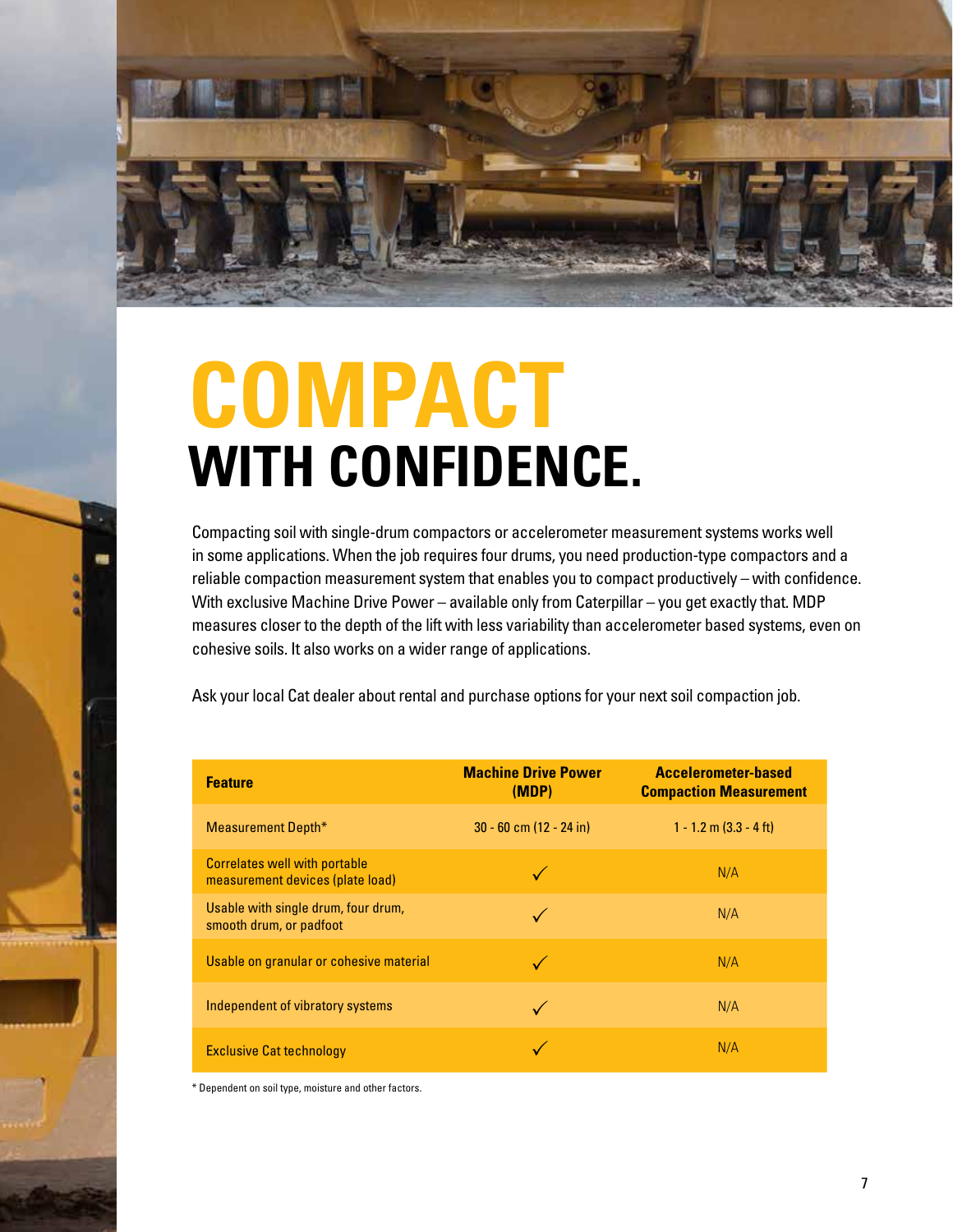# COMPACT
# WITH CONFIDENCE.

Compacting soil with single-drum compactors or accelerometer measurement systems works well in some applications. When the job requires four drums, you need production-type compactors and a reliable compaction measurement system that enables you to compact productively – with confidence. With exclusive Machine Drive Power – available only from Caterpillar – you get exactly that. MDP measures closer to the depth of the lift with less variability than accelerometer based systems, even on cohesive soils. It also works on a wider range of applications.

Ask your local Cat dealer about rental and purchase options for your next soil compaction job.

| Feature | Machine Drive Power (MDP) | Accelerometer-based Compaction Measurement |
| --- | --- | --- |
| Measurement Depth* | 30 - 60 cm (12 - 24 in) | 1 - 1.2 m (3.3 - 4 ft) |
| Correlates well with portable measurement devices (plate load) | ✓ | N/A |
| Usable with single drum, four drum, smooth drum, or padfoot | ✓ | N/A |
| Usable on granular or cohesive material | ✓ | N/A |
| Independent of vibratory systems | ✓ | N/A |
| Exclusive Cat technology | ✓ | N/A |

* Dependent on soil type, moisture and other factors.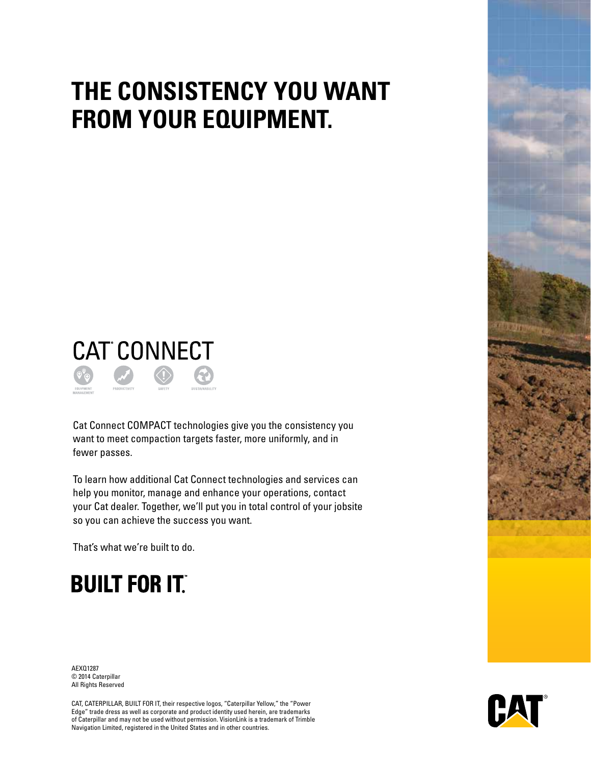# THE CONSISTENCY YOU WANT FROM YOUR EQUIPMENT.

CAT® CONNECT

EQUIPMENT MANAGEMENT PRODUCTIVITY SAFETY SUSTAINABILITY

Cat Connect COMPACT technologies give you the consistency you want to meet compaction targets faster, more uniformly, and in fewer passes.

To learn how additional Cat Connect technologies and services can help you monitor, manage and enhance your operations, contact your Cat dealer. Together, we'll put you in total control of your jobsite so you can achieve the success you want.

That's what we're built to do.

**BUILT FOR IT.™**

AEXQ1287
© 2014 Caterpillar
All Rights Reserved

CAT, CATERPILLAR, BUILT FOR IT, their respective logos, "Caterpillar Yellow," the "Power Edge" trade dress as well as corporate and product identity used herein, are trademarks of Caterpillar and may not be used without permission. VisionLink is a trademark of Trimble Navigation Limited, registered in the United States and in other countries.

CAT®